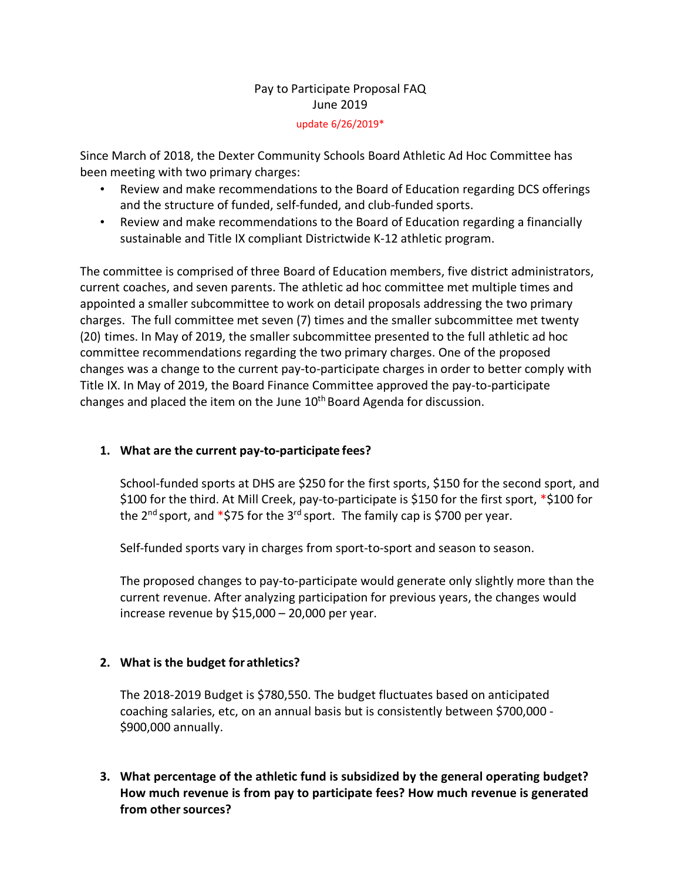Pay to Participate Proposal FAQ
June 2019

update 6/26/2019*

Since March of 2018, the Dexter Community Schools Board Athletic Ad Hoc Committee has been meeting with two primary charges:

- Review and make recommendations to the Board of Education regarding DCS offerings and the structure of funded, self-funded, and club-funded sports.
- Review and make recommendations to the Board of Education regarding a financially sustainable and Title IX compliant Districtwide K-12 athletic program.

The committee is comprised of three Board of Education members, five district administrators, current coaches, and seven parents. The athletic ad hoc committee met multiple times and appointed a smaller subcommittee to work on detail proposals addressing the two primary charges. The full committee met seven (7) times and the smaller subcommittee met twenty (20) times. In May of 2019, the smaller subcommittee presented to the full athletic ad hoc committee recommendations regarding the two primary charges. One of the proposed changes was a change to the current pay-to-participate charges in order to better comply with Title IX. In May of 2019, the Board Finance Committee approved the pay-to-participate changes and placed the item on the June 10th Board Agenda for discussion.

1. **What are the current pay-to-participate fees?**

   School-funded sports at DHS are $250 for the first sports, $150 for the second sport, and $100 for the third. At Mill Creek, pay-to-participate is $150 for the first sport, *$100 for the 2nd sport, and *$75 for the 3rd sport. The family cap is $700 per year.

   Self-funded sports vary in charges from sport-to-sport and season to season.

   The proposed changes to pay-to-participate would generate only slightly more than the current revenue. After analyzing participation for previous years, the changes would increase revenue by $15,000 – 20,000 per year.

2. **What is the budget for athletics?**

   The 2018-2019 Budget is $780,550. The budget fluctuates based on anticipated coaching salaries, etc, on an annual basis but is consistently between $700,000 - $900,000 annually.

3. **What percentage of the athletic fund is subsidized by the general operating budget? How much revenue is from pay to participate fees? How much revenue is generated from other sources?**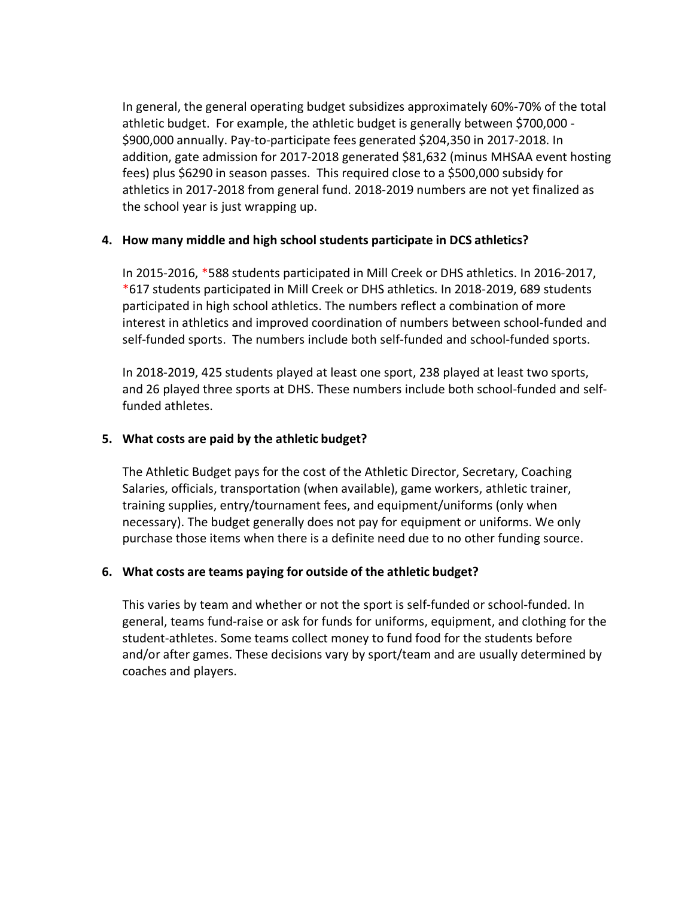In general, the general operating budget subsidizes approximately 60%-70% of the total athletic budget. For example, the athletic budget is generally between $700,000 - $900,000 annually. Pay-to-participate fees generated $204,350 in 2017-2018. In addition, gate admission for 2017-2018 generated $81,632 (minus MHSAA event hosting fees) plus $6290 in season passes. This required close to a $500,000 subsidy for athletics in 2017-2018 from general fund. 2018-2019 numbers are not yet finalized as the school year is just wrapping up.

**4. How many middle and high school students participate in DCS athletics?**

In 2015-2016, *588 students participated in Mill Creek or DHS athletics. In 2016-2017, *617 students participated in Mill Creek or DHS athletics. In 2018-2019, 689 students participated in high school athletics. The numbers reflect a combination of more interest in athletics and improved coordination of numbers between school-funded and self-funded sports. The numbers include both self-funded and school-funded sports.

In 2018-2019, 425 students played at least one sport, 238 played at least two sports, and 26 played three sports at DHS. These numbers include both school-funded and self-funded athletes.

**5. What costs are paid by the athletic budget?**

The Athletic Budget pays for the cost of the Athletic Director, Secretary, Coaching Salaries, officials, transportation (when available), game workers, athletic trainer, training supplies, entry/tournament fees, and equipment/uniforms (only when necessary). The budget generally does not pay for equipment or uniforms. We only purchase those items when there is a definite need due to no other funding source.

**6. What costs are teams paying for outside of the athletic budget?**

This varies by team and whether or not the sport is self-funded or school-funded. In general, teams fund-raise or ask for funds for uniforms, equipment, and clothing for the student-athletes. Some teams collect money to fund food for the students before and/or after games. These decisions vary by sport/team and are usually determined by coaches and players.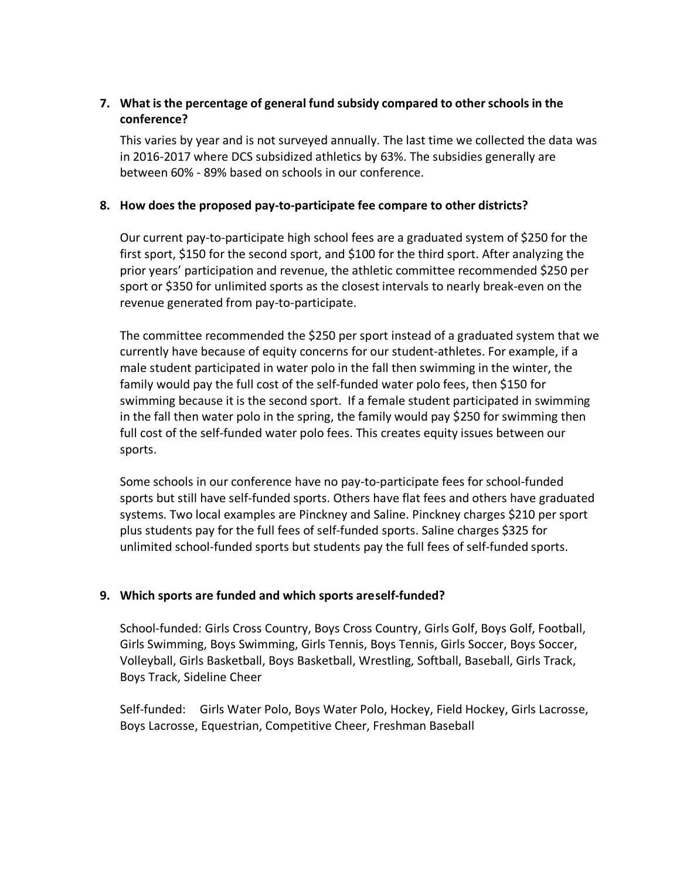7. **What is the percentage of general fund subsidy compared to other schools in the conference?**

   This varies by year and is not surveyed annually. The last time we collected the data was in 2016-2017 where DCS subsidized athletics by 63%. The subsidies generally are between 60% - 89% based on schools in our conference.

8. **How does the proposed pay-to-participate fee compare to other districts?**

   Our current pay-to-participate high school fees are a graduated system of $250 for the first sport, $150 for the second sport, and $100 for the third sport. After analyzing the prior years' participation and revenue, the athletic committee recommended $250 per sport or $350 for unlimited sports as the closest intervals to nearly break-even on the revenue generated from pay-to-participate.

   The committee recommended the $250 per sport instead of a graduated system that we currently have because of equity concerns for our student-athletes. For example, if a male student participated in water polo in the fall then swimming in the winter, the family would pay the full cost of the self-funded water polo fees, then $150 for swimming because it is the second sport. If a female student participated in swimming in the fall then water polo in the spring, the family would pay $250 for swimming then full cost of the self-funded water polo fees. This creates equity issues between our sports.

   Some schools in our conference have no pay-to-participate fees for school-funded sports but still have self-funded sports. Others have flat fees and others have graduated systems. Two local examples are Pinckney and Saline. Pinckney charges $210 per sport plus students pay for the full fees of self-funded sports. Saline charges $325 for unlimited school-funded sports but students pay the full fees of self-funded sports.

9. **Which sports are funded and which sports areself-funded?**

   School-funded: Girls Cross Country, Boys Cross Country, Girls Golf, Boys Golf, Football, Girls Swimming, Boys Swimming, Girls Tennis, Boys Tennis, Girls Soccer, Boys Soccer, Volleyball, Girls Basketball, Boys Basketball, Wrestling, Softball, Baseball, Girls Track, Boys Track, Sideline Cheer

   Self-funded: Girls Water Polo, Boys Water Polo, Hockey, Field Hockey, Girls Lacrosse, Boys Lacrosse, Equestrian, Competitive Cheer, Freshman Baseball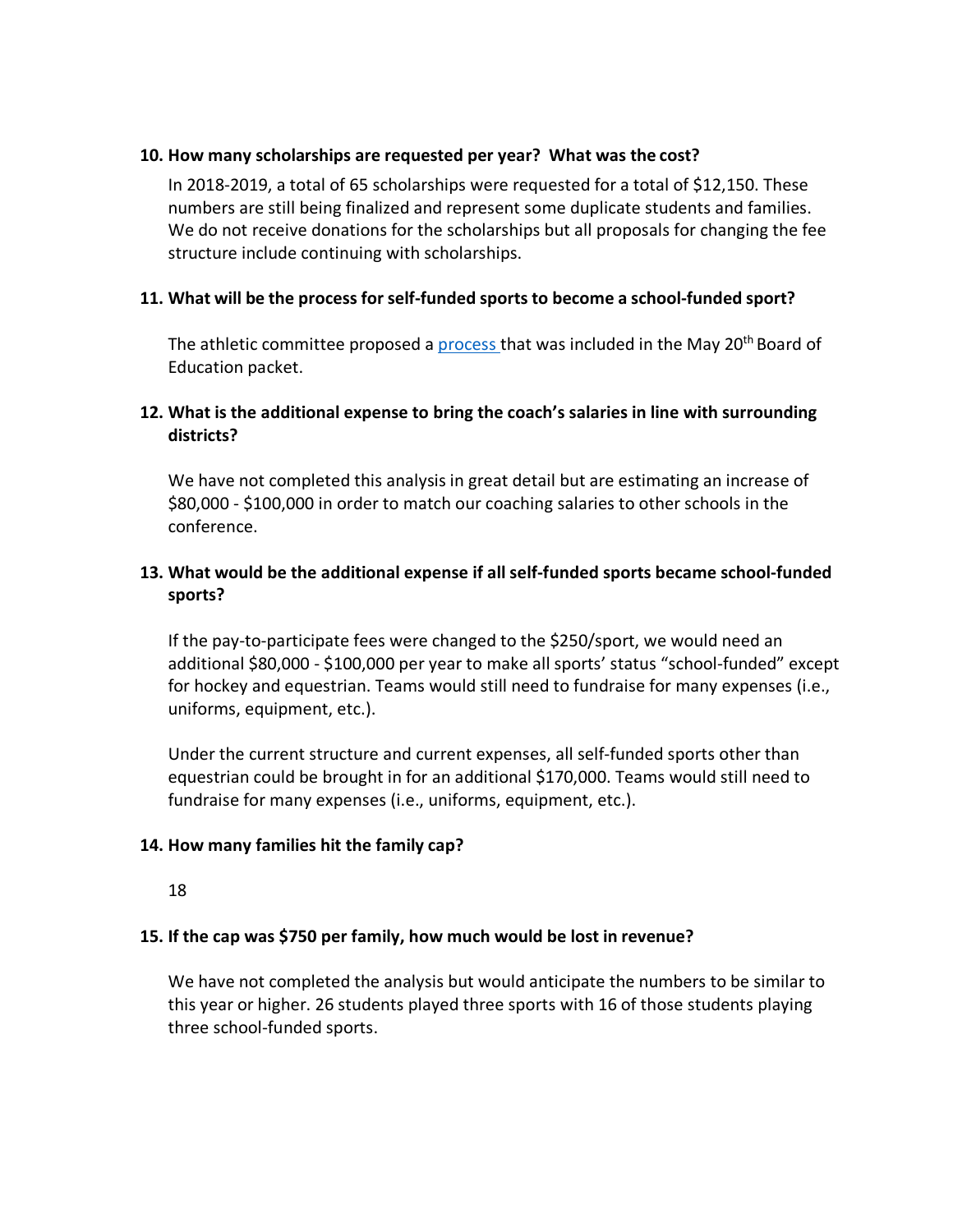**10. How many scholarships are requested per year? What was the cost?**

In 2018-2019, a total of 65 scholarships were requested for a total of $12,150. These numbers are still being finalized and represent some duplicate students and families. We do not receive donations for the scholarships but all proposals for changing the fee structure include continuing with scholarships.

**11. What will be the process for self-funded sports to become a school-funded sport?**

The athletic committee proposed a [process](process) that was included in the May 20th Board of Education packet.

**12. What is the additional expense to bring the coach's salaries in line with surrounding districts?**

We have not completed this analysis in great detail but are estimating an increase of $80,000 - $100,000 in order to match our coaching salaries to other schools in the conference.

**13. What would be the additional expense if all self-funded sports became school-funded sports?**

If the pay-to-participate fees were changed to the $250/sport, we would need an additional $80,000 - $100,000 per year to make all sports' status "school-funded" except for hockey and equestrian. Teams would still need to fundraise for many expenses (i.e., uniforms, equipment, etc.).

Under the current structure and current expenses, all self-funded sports other than equestrian could be brought in for an additional $170,000. Teams would still need to fundraise for many expenses (i.e., uniforms, equipment, etc.).

**14. How many families hit the family cap?**

18

**15. If the cap was $750 per family, how much would be lost in revenue?**

We have not completed the analysis but would anticipate the numbers to be similar to this year or higher. 26 students played three sports with 16 of those students playing three school-funded sports.